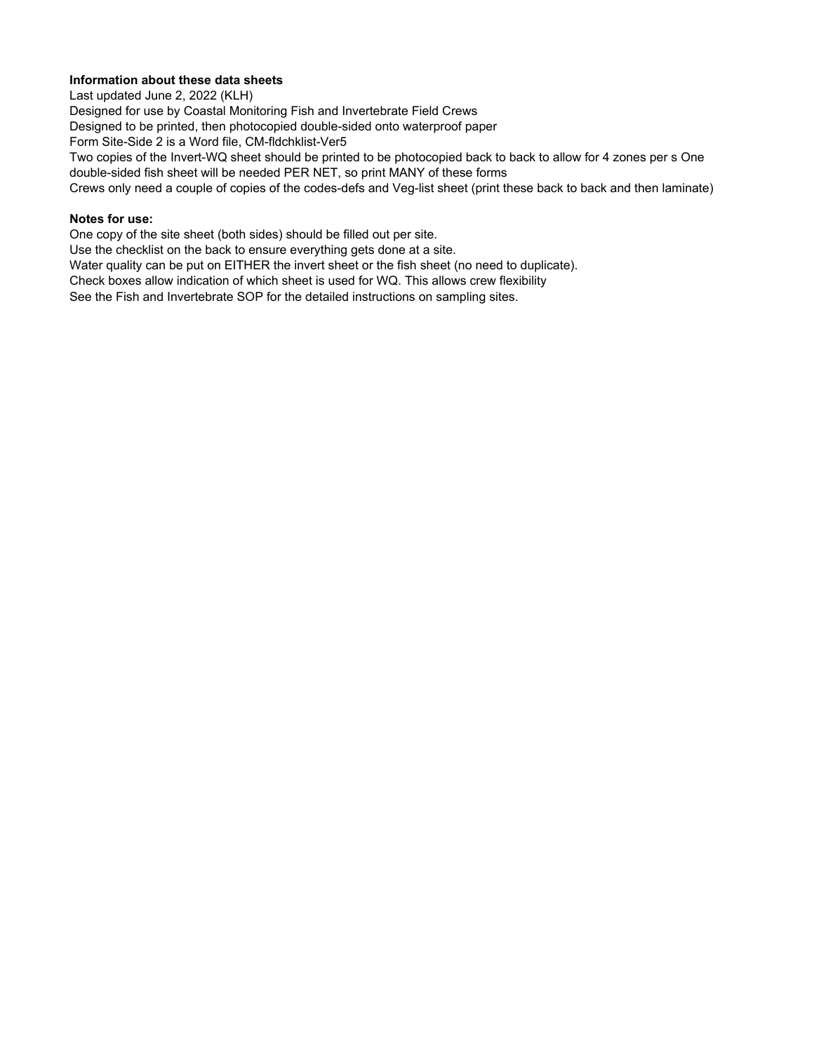**Information about these data sheets**

Last updated June 2, 2022 (KLH)

Designed for use by Coastal Monitoring Fish and Invertebrate Field Crews

Designed to be printed, then photocopied double-sided onto waterproof paper

Form Site-Side 2 is a Word file, CM-fldchklist-Ver5

Two copies of the Invert-WQ sheet should be printed to be photocopied back to back to allow for 4 zones per s One double-sided fish sheet will be needed PER NET, so print MANY of these forms

Crews only need a couple of copies of the codes-defs and Veg-list sheet (print these back to back and then laminate)

**Notes for use:**

One copy of the site sheet (both sides) should be filled out per site.

Use the checklist on the back to ensure everything gets done at a site.

Water quality can be put on EITHER the invert sheet or the fish sheet (no need to duplicate).

Check boxes allow indication of which sheet is used for WQ. This allows crew flexibility

See the Fish and Invertebrate SOP for the detailed instructions on sampling sites.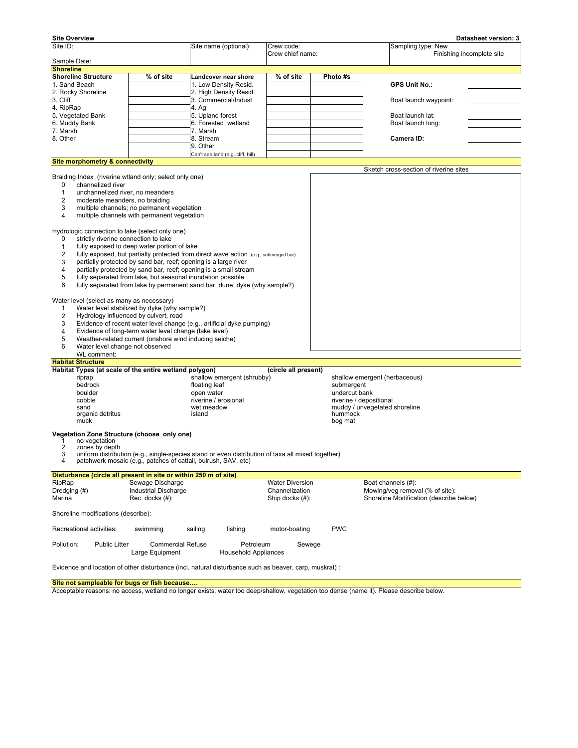**Site Overview** **Datasheet version: 3**

| Site ID: | Site name (optional): | Crew code: | Sampling type: New |
|---|---|---|---|
| Sample Date: | | Crew chief name: | Finishing incomplete site |

## Shoreline

| Shoreline Structure | % of site | Landcover near shore | % of site | Photo #s |
|---|---|---|---|---|
| 1. Sand Beach | | 1. Low Density Resid. | | |
| 2. Rocky Shoreline | | 2. High Density Resid. | | |
| 3. Cliff | | 3. Commercial/Indust | | |
| 4. RipRap | | 4. Ag | | |
| 5. Vegetated Bank | | 5. Upland forest | | |
| 6. Muddy Bank | | 6. Forested wetland | | |
| 7. Marsh | | 7. Marsh | | |
| 8. Other | | 8. Stream | | |
| | | 9. Other | | |
| | | Can't see land (e.g.,cliff, hill) | | |

**GPS Unit No.:** ____________

Boat launch waypoint: ____________

Boat launch lat: ____________

Boat launch long: ____________

**Camera ID:** ____________

## Site morphometry & connectivity

Sketch cross-section of riverine sites

Braiding Index (riverine wtland only; select only one)
- 0 channelized river
- 1 unchannelized river, no meanders
- 2 moderate meanders, no braiding
- 3 multiple channels; no permanent vegetation
- 4 multiple channels with permanent vegetation

Hydrologic connection to lake (select only one)
- 0 strictly riverine connection to lake
- 1 fully exposed to deep water portion of lake
- 2 fully exposed, but partially protected from direct wave action (e.g., submerged bar)
- 3 partially protected by sand bar, reef; opening is a large river
- 4 partially protected by sand bar, reef; opening is a small stream
- 5 fully separated from lake, but seasonal inundation possible
- 6 fully separated from lake by permanent sand bar, dune, dyke (why sample?)

Water level (select as many as necessary)
- 1 Water level stabilized by dyke (why sample?)
- 2 Hydrology influenced by culvert, road
- 3 Evidence of recent water level change (e.g., artificial dyke pumping)
- 4 Evidence of long-term water level change (lake level)
- 5 Weather-related current (onshore wind inducing seiche)
- 6 Water level change not observed

WL comment:

## Habitat Structure

**Habitat Types (at scale of the entire wetland polygon)** **(circle all present)**

| | | |
|---|---|---|
| riprap | shallow emergent (shrubby) | shallow emergent (herbaceous) |
| bedrock | floating leaf | submergent |
| boulder | open water | undercut bank |
| cobble | riverine / erosional | riverine / depositional |
| sand | wet meadow | muddy / unvegetated shoreline |
| organic detritus | island | hummock |
| muck | | bog mat |

**Vegetation Zone Structure (choose only one)**
- 1 no vegetation
- 2 zones by depth
- 3 uniform distribution (e.g., single-species stand or even distribution of taxa all mixed together)
- 4 patchwork mosaic (e.g., patches of cattail, bulrush, SAV, etc)

## Disturbance (circle all present in site or within 250 m of site)

| | | | |
|---|---|---|---|
| RipRap | Sewage Discharge | Water Diversion | Boat channels (#): |
| Dredging (#) | Industrial Discharge | Channelization | Mowing/veg removal (% of site): |
| Marina | Rec. docks (#): | Ship docks (#): | Shoreline Modification (describe below) |

Shoreline modifications (describe):

Recreational activities: swimming sailing fishing motor-boating PWC

Pollution: Public Litter Commercial Refuse Petroleum Sewege Large Equipment Household Appliances

Evidence and location of other disturbance (incl. natural disturbance such as beaver, carp, muskrat) :

## Site not sampleable for bugs or fish because….

Acceptable reasons: no access, wetland no longer exists, water too deep/shallow, vegetation too dense (name it). Please describe below.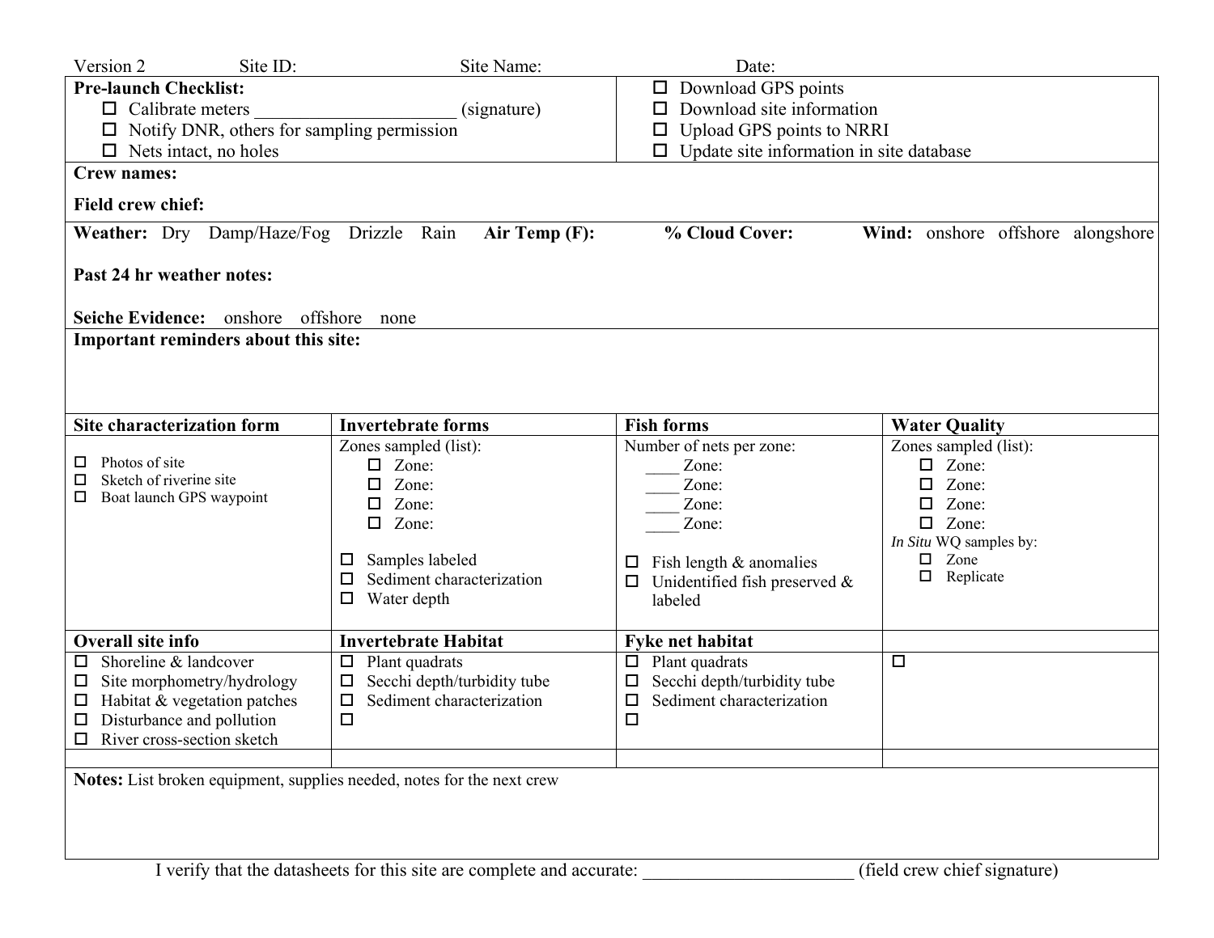Version 2 Site ID: Site Name: Date:

| **Pre-launch Checklist:** | |
|---|---|
| ☐ Calibrate meters ______________________ (signature) | ☐ Download GPS points |
| ☐ Notify DNR, others for sampling permission | ☐ Download site information |
| ☐ Nets intact, no holes | ☐ Upload GPS points to NRRI |
| | ☐ Update site information in site database |

**Crew names:**

**Field crew chief:**

**Weather:** Dry Damp/Haze/Fog Drizzle Rain **Air Temp (F):** **% Cloud Cover:** **Wind:** onshore offshore alongshore

**Past 24 hr weather notes:**

**Seiche Evidence:** onshore offshore none

**Important reminders about this site:**

| **Site characterization form** | **Invertebrate forms** | **Fish forms** | **Water Quality** |
|---|---|---|---|
| ☐ Photos of site<br>☐ Sketch of riverine site<br>☐ Boat launch GPS waypoint | Zones sampled (list):<br>☐ Zone:<br>☐ Zone:<br>☐ Zone:<br>☐ Zone:<br><br>☐ Samples labeled<br>☐ Sediment characterization<br>☐ Water depth | Number of nets per zone:<br>____ Zone:<br>____ Zone:<br>____ Zone:<br>____ Zone:<br><br>☐ Fish length & anomalies<br>☐ Unidentified fish preserved & labeled | Zones sampled (list):<br>☐ Zone:<br>☐ Zone:<br>☐ Zone:<br>☐ Zone:<br>*In Situ* WQ samples by:<br>☐ Zone<br>☐ Replicate |
| **Overall site info** | **Invertebrate Habitat** | **Fyke net habitat** | |
| ☐ Shoreline & landcover<br>☐ Site morphometry/hydrology<br>☐ Habitat & vegetation patches<br>☐ Disturbance and pollution<br>☐ River cross-section sketch | ☐ Plant quadrats<br>☐ Secchi depth/turbidity tube<br>☐ Sediment characterization<br>☐ | ☐ Plant quadrats<br>☐ Secchi depth/turbidity tube<br>☐ Sediment characterization<br>☐ | ☐ |
| | | | |

**Notes:** List broken equipment, supplies needed, notes for the next crew

I verify that the datasheets for this site are complete and accurate: ______________________ (field crew chief signature)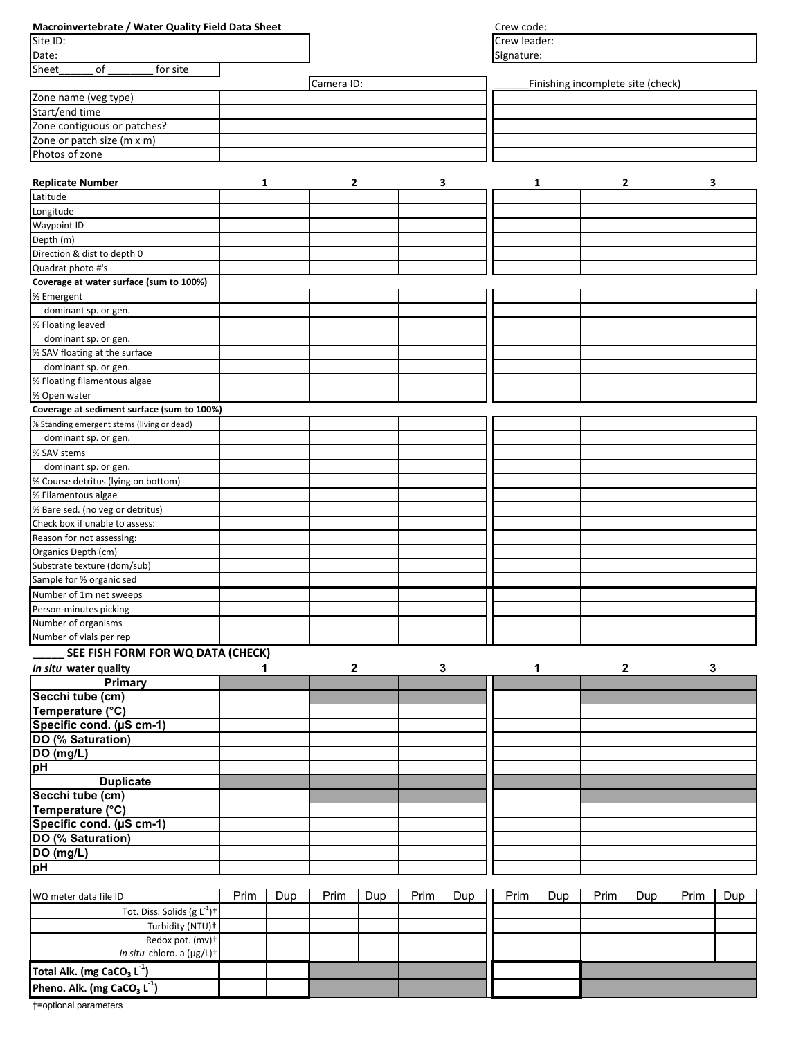**Macroinvertebrate / Water Quality Field Data Sheet**

| | |
|---|---|
| Site ID: | |
| Date: | |
| Sheet______ of ________ for site | |

| | |
|---|---|
| Crew code: | |
| Crew leader: | |
| Signature: | |

Camera ID:

______Finishing incomplete site (check)

| | | |
|---|---|---|
| Zone name (veg type) | | |
| Start/end time | | |
| Zone contiguous or patches? | | |
| Zone or patch size (m x m) | | |
| Photos of zone | | |

| **Replicate Number** | 1 | 2 | 3 | 1 | 2 | 3 |
|---|---|---|---|---|---|---|
| Latitude | | | | | | |
| Longitude | | | | | | |
| Waypoint ID | | | | | | |
| Depth (m) | | | | | | |
| Direction & dist to depth 0 | | | | | | |
| Quadrat photo #'s | | | | | | |
| **Coverage at water surface (sum to 100%)** | | | | | | |
| % Emergent | | | | | | |
| dominant sp. or gen. | | | | | | |
| % Floating leaved | | | | | | |
| dominant sp. or gen. | | | | | | |
| % SAV floating at the surface | | | | | | |
| dominant sp. or gen. | | | | | | |
| % Floating filamentous algae | | | | | | |
| % Open water | | | | | | |
| **Coverage at sediment surface (sum to 100%)** | | | | | | |
| % Standing emergent stems (living or dead) | | | | | | |
| dominant sp. or gen. | | | | | | |
| % SAV stems | | | | | | |
| dominant sp. or gen. | | | | | | |
| % Course detritus (lying on bottom) | | | | | | |
| % Filamentous algae | | | | | | |
| % Bare sed. (no veg or detritus) | | | | | | |
| Check box if unable to assess: | | | | | | |
| Reason for not assessing: | | | | | | |
| Organics Depth (cm) | | | | | | |
| Substrate texture (dom/sub) | | | | | | |
| Sample for % organic sed | | | | | | |
| Number of 1m net sweeps | | | | | | |
| Person-minutes picking | | | | | | |
| Number of organisms | | | | | | |
| Number of vials per rep | | | | | | |

**_____ SEE FISH FORM FOR WQ DATA (CHECK)**

| *In situ* water quality | 1 | 2 | 3 | 1 | 2 | 3 |
|---|---|---|---|---|---|---|
| **Primary** | | | | | | |
| **Secchi tube (cm)** | | | | | | |
| **Temperature (°C)** | | | | | | |
| **Specific cond. (μS cm-1)** | | | | | | |
| **DO (% Saturation)** | | | | | | |
| **DO (mg/L)** | | | | | | |
| **pH** | | | | | | |
| **Duplicate** | | | | | | |
| **Secchi tube (cm)** | | | | | | |
| **Temperature (°C)** | | | | | | |
| **Specific cond. (μS cm-1)** | | | | | | |
| **DO (% Saturation)** | | | | | | |
| **DO (mg/L)** | | | | | | |
| **pH** | | | | | | |

| WQ meter data file ID | Prim | Dup | Prim | Dup | Prim | Dup | Prim | Dup | Prim | Dup | Prim | Dup |
|---|---|---|---|---|---|---|---|---|---|---|---|---|
| Tot. Diss. Solids (g $L^{-1}$)† | | | | | | | | | | | | |
| Turbidity (NTU)† | | | | | | | | | | | | |
| Redox pot. (mv)† | | | | | | | | | | | | |
| *In situ* chloro. a (μg/L)† | | | | | | | | | | | | |
| **Total Alk. (mg $CaCO_3$ $L^{-1}$)** | | | | | | | | | | | | |
| **Pheno. Alk. (mg $CaCO_3$ $L^{-1}$)** | | | | | | | | | | | | |

†=optional parameters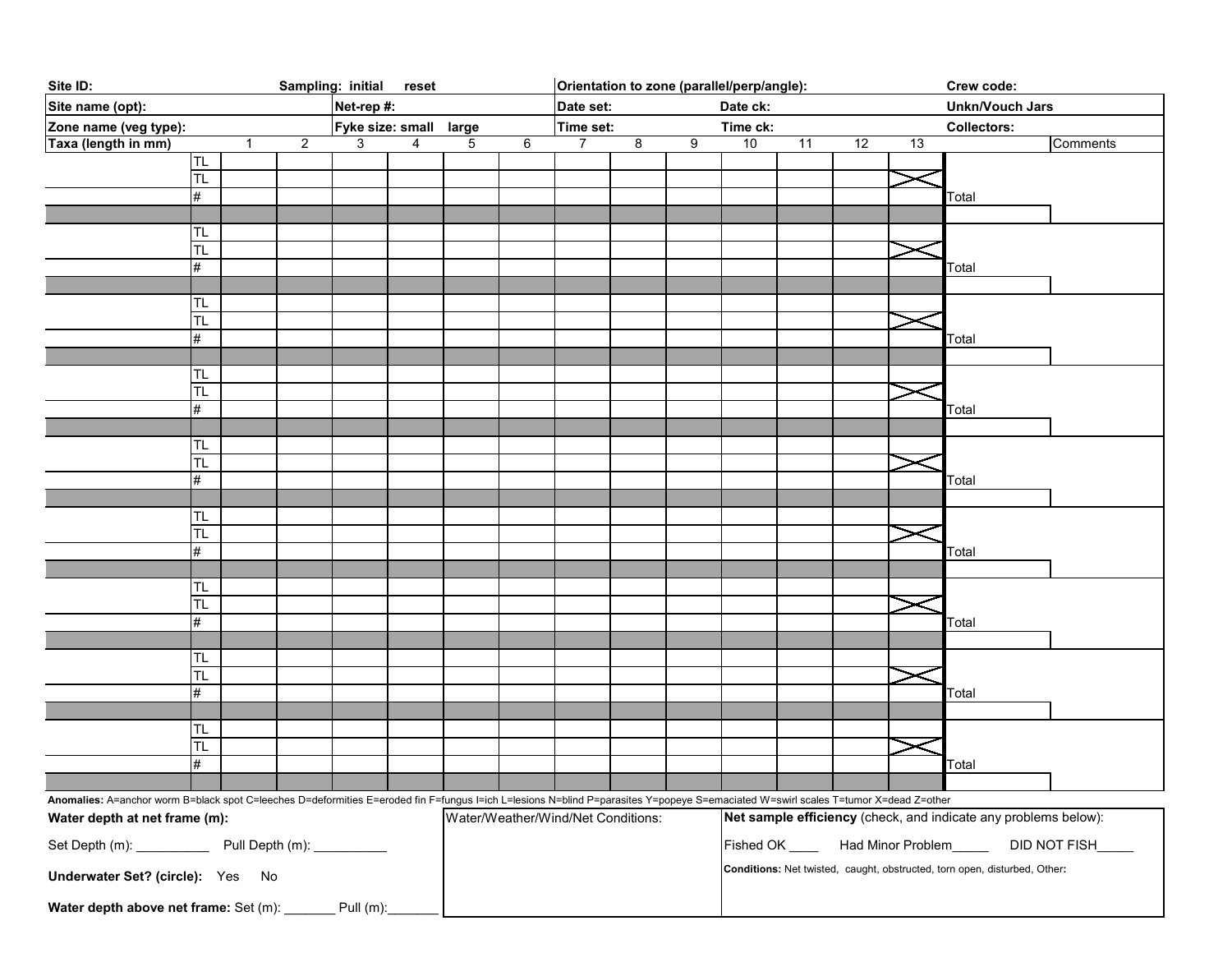| Site ID: | Sampling: initial reset | Orientation to zone (parallel/perp/angle): | Crew code: |
|---|---|---|---|
| Site name (opt): | Net-rep #: | Date set: Date ck: | Unkn/Vouch Jars |
| Zone name (veg type): | Fyke size: small large | Time set: Time ck: | Collectors: |

| Taxa (length in mm) | | 1 | 2 | 3 | 4 | 5 | 6 | 7 | 8 | 9 | 10 | 11 | 12 | 13 | | Comments |
|---|---|---|---|---|---|---|---|---|---|---|---|---|---|---|---|---|
| | TL | | | | | | | | | | | | | | | |
| | TL | | | | | | | | | | | | | X | | |
| | # | | | | | | | | | | | | | | Total | |
| | | | | | | | | | | | | | | | | |
| | TL | | | | | | | | | | | | | | | |
| | TL | | | | | | | | | | | | | X | | |
| | # | | | | | | | | | | | | | | Total | |
| | | | | | | | | | | | | | | | | |
| | TL | | | | | | | | | | | | | | | |
| | TL | | | | | | | | | | | | | X | | |
| | # | | | | | | | | | | | | | | Total | |
| | | | | | | | | | | | | | | | | |
| | TL | | | | | | | | | | | | | | | |
| | TL | | | | | | | | | | | | | X | | |
| | # | | | | | | | | | | | | | | Total | |
| | | | | | | | | | | | | | | | | |
| | TL | | | | | | | | | | | | | | | |
| | TL | | | | | | | | | | | | | X | | |
| | # | | | | | | | | | | | | | | Total | |
| | | | | | | | | | | | | | | | | |
| | TL | | | | | | | | | | | | | | | |
| | TL | | | | | | | | | | | | | X | | |
| | # | | | | | | | | | | | | | | Total | |
| | | | | | | | | | | | | | | | | |
| | TL | | | | | | | | | | | | | | | |
| | TL | | | | | | | | | | | | | X | | |
| | # | | | | | | | | | | | | | | Total | |
| | | | | | | | | | | | | | | | | |
| | TL | | | | | | | | | | | | | | | |
| | TL | | | | | | | | | | | | | X | | |
| | # | | | | | | | | | | | | | | Total | |
| | | | | | | | | | | | | | | | | |
| | TL | | | | | | | | | | | | | | | |
| | TL | | | | | | | | | | | | | X | | |
| | # | | | | | | | | | | | | | | Total | |
| | | | | | | | | | | | | | | | | |

**Anomalies:** A=anchor worm B=black spot C=leeches D=deformities E=eroded fin F=fungus I=ich L=lesions N=blind P=parasites Y=popeye S=emaciated W=swirl scales T=tumor X=dead Z=other

**Water depth at net frame (m):**

Set Depth (m): __________ Pull Depth (m): __________

**Underwater Set? (circle):** Yes No

**Water depth above net frame:** Set (m): _______ Pull (m):_______

Water/Weather/Wind/Net Conditions:

**Net sample efficiency** (check, and indicate any problems below):

Fished OK ____ Had Minor Problem_____ DID NOT FISH_____

**Conditions:** Net twisted, caught, obstructed, torn open, disturbed, Other**:**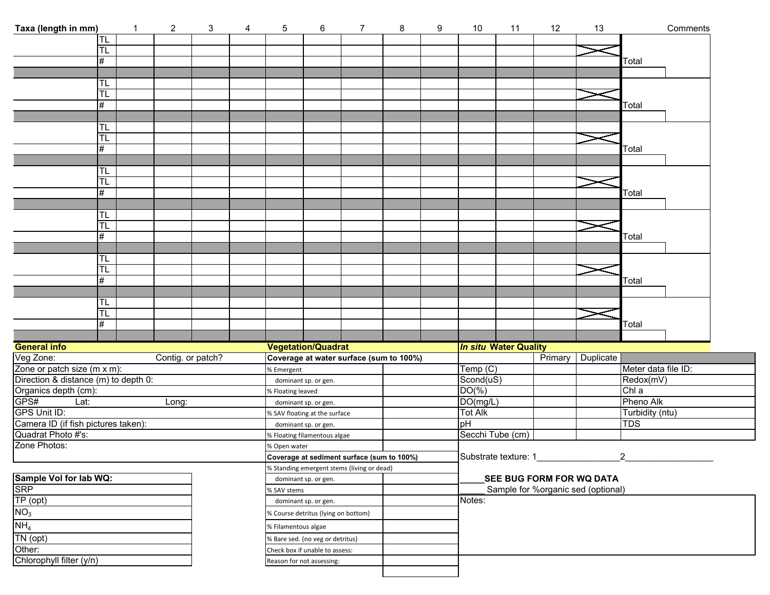| Taxa (length in mm) | | 1 | 2 | 3 | 4 | 5 | 6 | 7 | 8 | 9 | 10 | 11 | 12 | 13 | Comments |
|---|---|---|---|---|---|---|---|---|---|---|---|---|---|---|---|
| | TL | | | | | | | | | | | | | | |
| | TL | | | | | | | | | | | | | X | |
| | # | | | | | | | | | | | | | | Total |
| | | | | | | | | | | | | | | | |
| | TL | | | | | | | | | | | | | | |
| | TL | | | | | | | | | | | | | X | |
| | # | | | | | | | | | | | | | | Total |
| | | | | | | | | | | | | | | | |
| | TL | | | | | | | | | | | | | | |
| | TL | | | | | | | | | | | | | X | |
| | # | | | | | | | | | | | | | | Total |
| | | | | | | | | | | | | | | | |
| | TL | | | | | | | | | | | | | | |
| | TL | | | | | | | | | | | | | X | |
| | # | | | | | | | | | | | | | | Total |
| | | | | | | | | | | | | | | | |
| | TL | | | | | | | | | | | | | | |
| | TL | | | | | | | | | | | | | X | |
| | # | | | | | | | | | | | | | | Total |
| | | | | | | | | | | | | | | | |
| | TL | | | | | | | | | | | | | | |
| | TL | | | | | | | | | | | | | X | |
| | # | | | | | | | | | | | | | | Total |
| | | | | | | | | | | | | | | | |
| | TL | | | | | | | | | | | | | | |
| | TL | | | | | | | | | | | | | X | |
| | # | | | | | | | | | | | | | | Total |
| | | | | | | | | | | | | | | | |

**General info**

| | |
|---|---|
| Veg Zone: | Contig. or patch? |
| Zone or patch size (m x m): | |
| Direction & distance (m) to depth 0: | |
| Organics depth (cm): | |
| GPS# Lat: | Long: |
| GPS Unit ID: | |
| Camera ID (if fish pictures taken): | |
| Quadrat Photo #'s: | |
| Zone Photos: | |

| Sample Vol for lab WQ: | |
|---|---|
| SRP | |
| TP (opt) | |
| $NO_3$ | |
| $NH_4$ | |
| TN (opt) | |
| Other: | |
| Chlorophyll filter (y/n) | |

**Vegetation/Quadrat**

| Coverage at water surface (sum to 100%) | |
|---|---|
| % Emergent | |
| dominant sp. or gen. | |
| % Floating leaved | |
| dominant sp. or gen. | |
| % SAV floating at the surface | |
| dominant sp. or gen. | |
| % Floating filamentous algae | |
| % Open water | |
| **Coverage at sediment surface (sum to 100%)** | |
| % Standing emergent stems (living or dead) | |
| dominant sp. or gen. | |
| % SAV stems | |
| dominant sp. or gen. | |
| % Course detritus (lying on bottom) | |
| % Filamentous algae | |
| % Bare sed. (no veg or detritus) | |
| Check box if unable to assess: | |
| Reason for not assessing: | |
| | |

***In situ* Water Quality**

| | Primary | Duplicate | |
|---|---|---|---|
| Temp (C) | | | Meter data file ID: |
| Scond(uS) | | | Redox(mV) |
| DO(%) | | | Chl a |
| DO(mg/L) | | | Pheno Alk |
| Tot Alk | | | Turbidity (ntu) |
| pH | | | TDS |
| Secchi Tube (cm) | | | |

Substrate texture: 1________________2________________

_____**SEE BUG FORM FOR WQ DATA**

_____ Sample for %organic sed (optional)

Notes: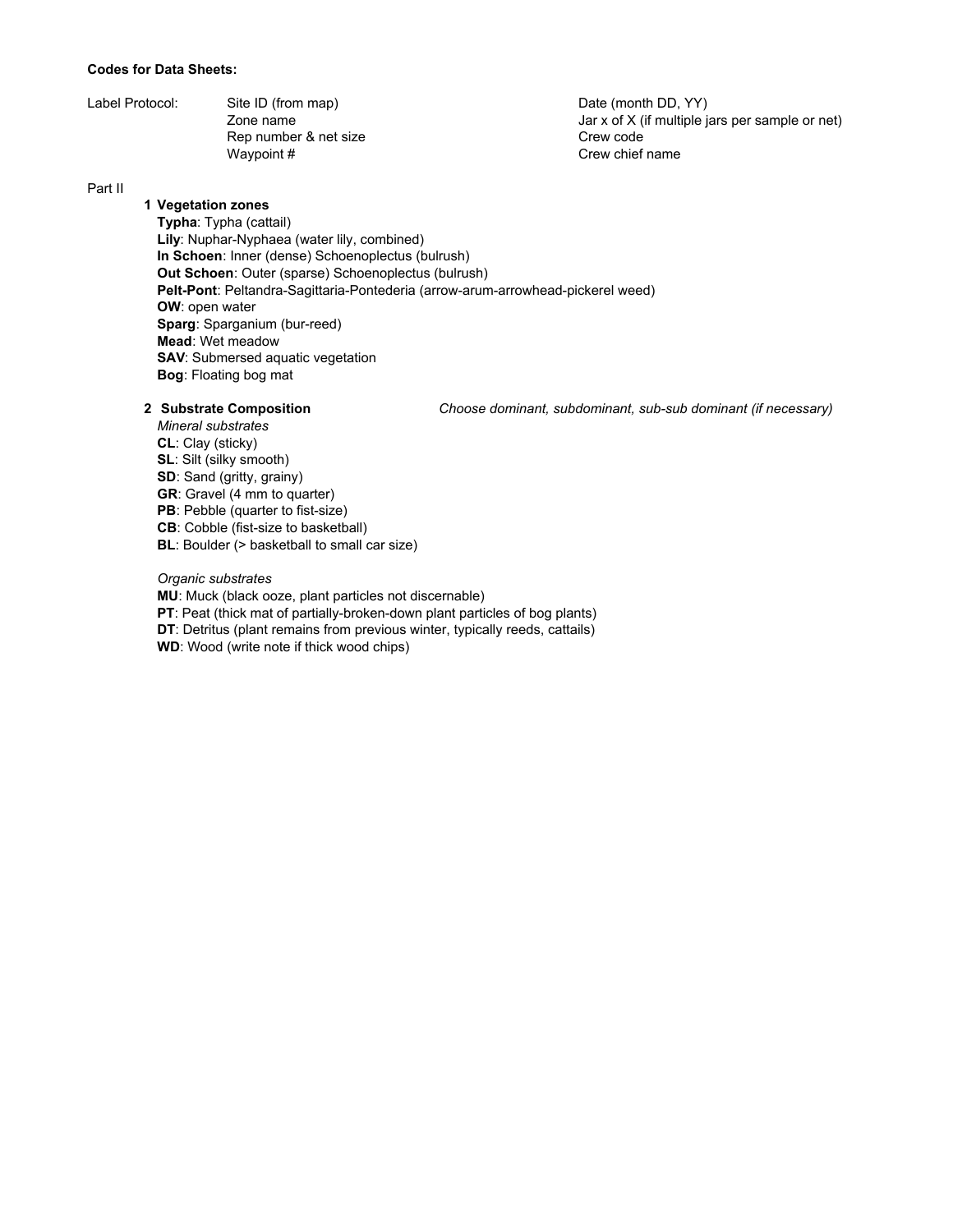**Codes for Data Sheets:**

Label Protocol:

- Site ID (from map)
- Zone name
- Rep number & net size
- Waypoint #
- Date (month DD, YY)
- Jar x of X (if multiple jars per sample or net)
- Crew code
- Crew chief name

Part II

**1 Vegetation zones**

- **Typha**: Typha (cattail)
- **Lily**: Nuphar-Nyphaea (water lily, combined)
- **In Schoen**: Inner (dense) Schoenoplectus (bulrush)
- **Out Schoen**: Outer (sparse) Schoenoplectus (bulrush)
- **Pelt-Pont**: Peltandra-Sagittaria-Pontederia (arrow-arum-arrowhead-pickerel weed)
- **OW**: open water
- **Sparg**: Sparganium (bur-reed)
- **Mead**: Wet meadow
- **SAV**: Submersed aquatic vegetation
- **Bog**: Floating bog mat

**2 Substrate Composition** *Choose dominant, subdominant, sub-sub dominant (if necessary)*

*Mineral substrates*

- **CL**: Clay (sticky)
- **SL**: Silt (silky smooth)
- **SD**: Sand (gritty, grainy)
- **GR**: Gravel (4 mm to quarter)
- **PB**: Pebble (quarter to fist-size)
- **CB**: Cobble (fist-size to basketball)
- **BL**: Boulder (> basketball to small car size)

*Organic substrates*

- **MU**: Muck (black ooze, plant particles not discernable)
- **PT**: Peat (thick mat of partially-broken-down plant particles of bog plants)
- **DT**: Detritus (plant remains from previous winter, typically reeds, cattails)
- **WD**: Wood (write note if thick wood chips)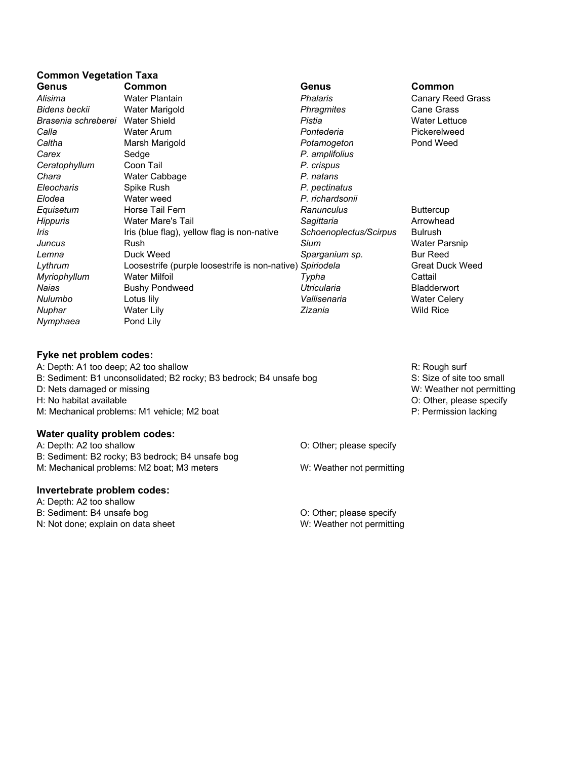**Common Vegetation Taxa**

| Genus | Common | Genus | Common |
|---|---|---|---|
| *Alisima* | Water Plantain | *Phalaris* | Canary Reed Grass |
| *Bidens beckii* | Water Marigold | *Phragmites* | Cane Grass |
| *Brasenia schreberei* | Water Shield | *Pistia* | Water Lettuce |
| *Calla* | Water Arum | *Pontederia* | Pickerelweed |
| *Caltha* | Marsh Marigold | *Potamogeton* | Pond Weed |
| *Carex* | Sedge | *P. amplifolius* | |
| *Ceratophyllum* | Coon Tail | *P. crispus* | |
| *Chara* | Water Cabbage | *P. natans* | |
| *Eleocharis* | Spike Rush | *P. pectinatus* | |
| *Elodea* | Water weed | *P. richardsonii* | |
| *Equisetum* | Horse Tail Fern | *Ranunculus* | Buttercup |
| *Hippuris* | Water Mare's Tail | *Sagittaria* | Arrowhead |
| *Iris* | Iris (blue flag), yellow flag is non-native | *Schoenoplectus/Scirpus* | Bulrush |
| *Juncus* | Rush | *Sium* | Water Parsnip |
| *Lemna* | Duck Weed | *Sparganium sp.* | Bur Reed |
| *Lythrum* | Loosestrife (purple loosestrife is non-native) | *Spiriodela* | Great Duck Weed |
| *Myriophyllum* | Water Milfoil | *Typha* | Cattail |
| *Naias* | Bushy Pondweed | *Utricularia* | Bladderwort |
| *Nulumbo* | Lotus lily | *Vallisenaria* | Water Celery |
| *Nuphar* | Water Lily | *Zizania* | Wild Rice |
| *Nymphaea* | Pond Lily | | |

**Fyke net problem codes:**

A: Depth: A1 too deep; A2 too shallow
B: Sediment: B1 unconsolidated; B2 rocky; B3 bedrock; B4 unsafe bog
D: Nets damaged or missing
H: No habitat available
M: Mechanical problems: M1 vehicle; M2 boat
R: Rough surf
S: Size of site too small
W: Weather not permitting
O: Other, please specify
P: Permission lacking

**Water quality problem codes:**

A: Depth: A2 too shallow
B: Sediment: B2 rocky; B3 bedrock; B4 unsafe bog
M: Mechanical problems: M2 boat; M3 meters
O: Other; please specify
W: Weather not permitting

**Invertebrate problem codes:**

A: Depth: A2 too shallow
B: Sediment: B4 unsafe bog
N: Not done; explain on data sheet
O: Other; please specify
W: Weather not permitting